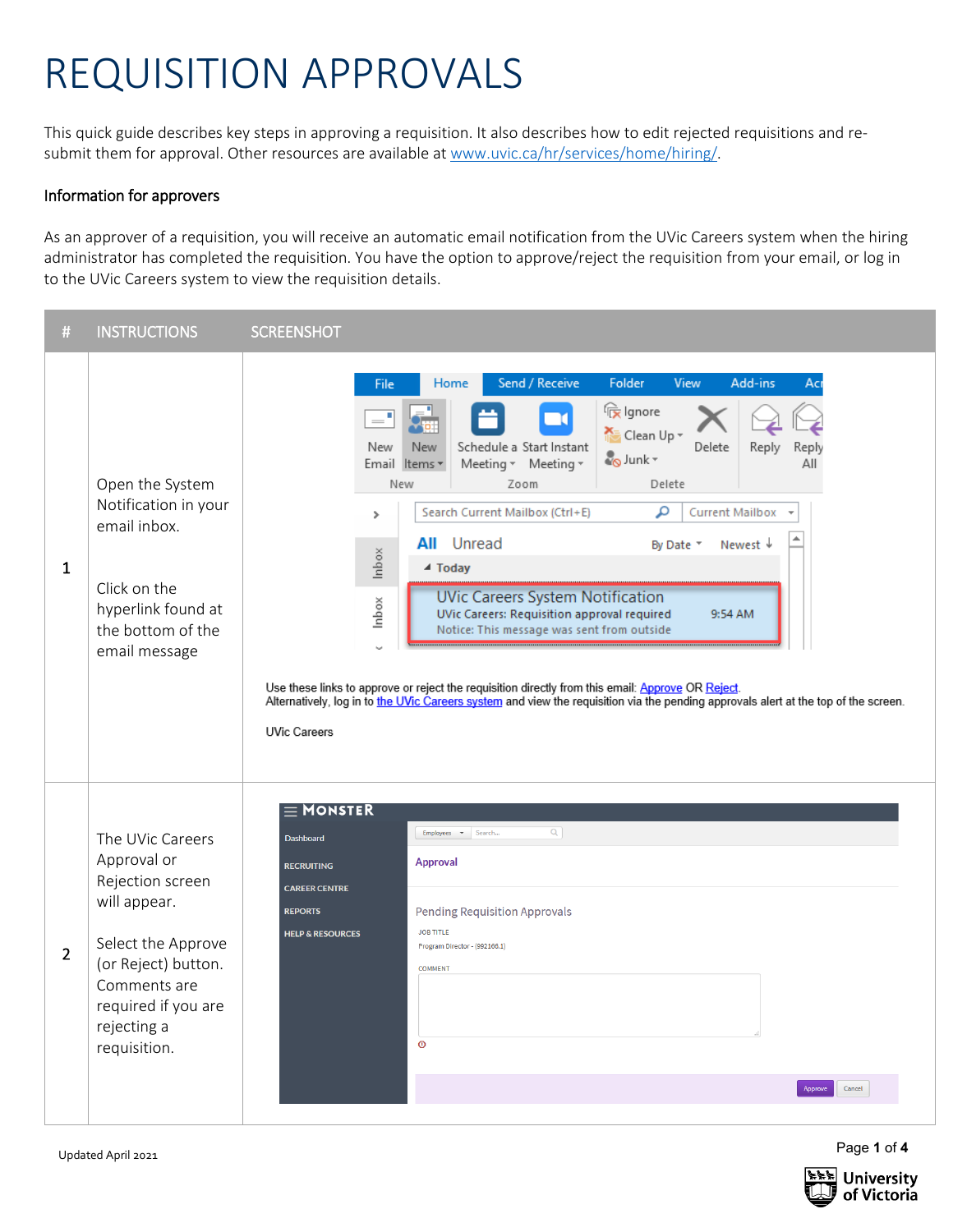# REQUISITION APPROVALS

This quick guide describes key steps in approving a requisition. It also describes how to edit rejected requisitions and re-submit them for approval. Other resources are available at www.uvic.ca/hr/services/home/hiring/.

### Information for approvers

As an approver of a requisition, you will receive an automatic email notification from the UVic Careers system when the hiring administrator has completed the requisition. You have the option to approve/reject the requisition from your email, or log in to the UVic Careers system to view the requisition details.

| # | INSTRUCTIONS | SCREENSHOT |
|---|---|---|
| 1 | Open the System Notification in your email inbox.<br><br>Click on the hyperlink found at the bottom of the email message | Use these links to approve or reject the requisition directly from this email: Approve OR Reject.<br>Alternatively, log in to the UVic Careers system and view the requisition via the pending approvals alert at the top of the screen.<br><br>UVic Careers |
| 2 | The UVic Careers Approval or Rejection screen will appear.<br><br>Select the Approve (or Reject) button. Comments are required if you are rejecting a requisition. | |

Updated April 2021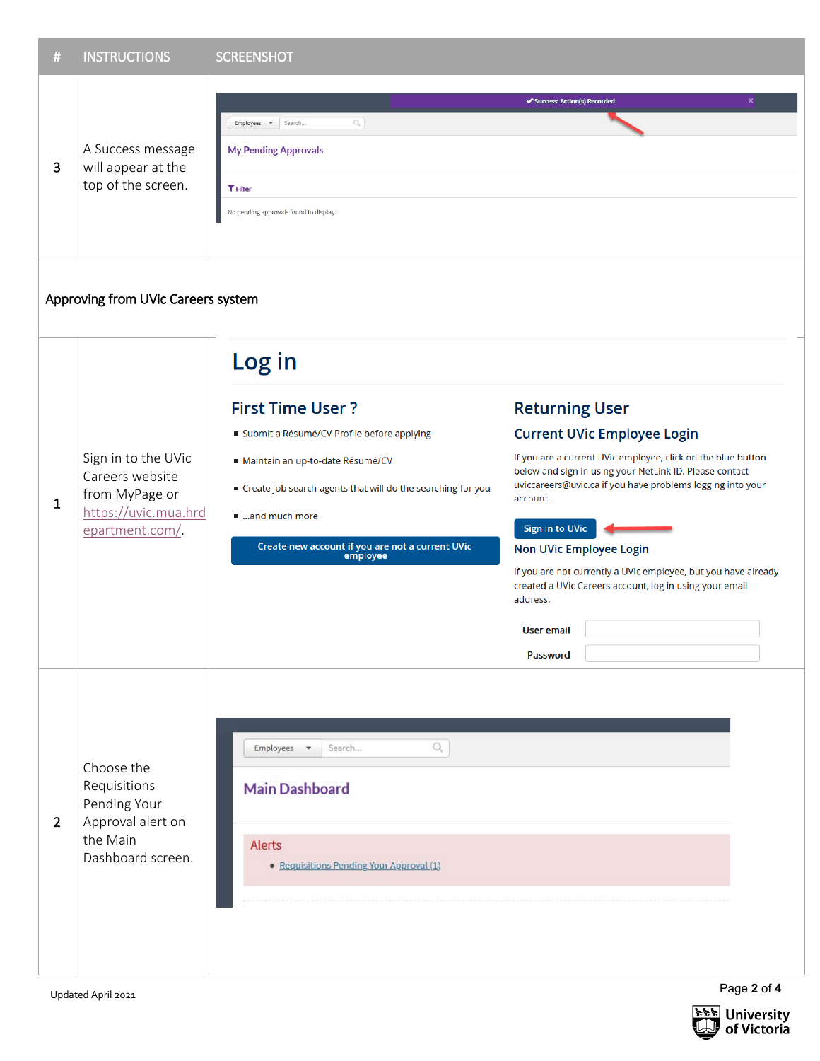| # | INSTRUCTIONS | SCREENSHOT |
|---|---|---|
| 3 | A Success message will appear at the top of the screen. | ✔ Success: Action(s) Recorded<br>Employees Search...<br>My Pending Approvals<br>Filter<br>No pending approvals found to display. |

Approving from UVic Careers system

| # | INSTRUCTIONS | SCREENSHOT |
|---|---|---|
| 1 | Sign in to the UVic Careers website from MyPage or https://uvic.mua.hrdepartment.com/. | Log in<br>First Time User ?<br>▪ Submit a Résumé/CV Profile before applying<br>▪ Maintain an up-to-date Résumé/CV<br>▪ Create job search agents that will do the searching for you<br>▪ ...and much more<br>Create new account if you are not a current UVic employee<br>Returning User<br>Current UVic Employee Login<br>If you are a current UVic employee, click on the blue button below and sign in using your NetLink ID. Please contact uviccareers@uvic.ca if you have problems logging into your account.<br>Sign in to UVic<br>Non UVic Employee Login<br>If you are not currently a UVic employee, but you have already created a UVic Careers account, log in using your email address.<br>User email<br>Password |
| 2 | Choose the Requisitions Pending Your Approval alert on the Main Dashboard screen. | Employees Search...<br>Main Dashboard<br>Alerts<br>• Requisitions Pending Your Approval (1) |

Updated April 2021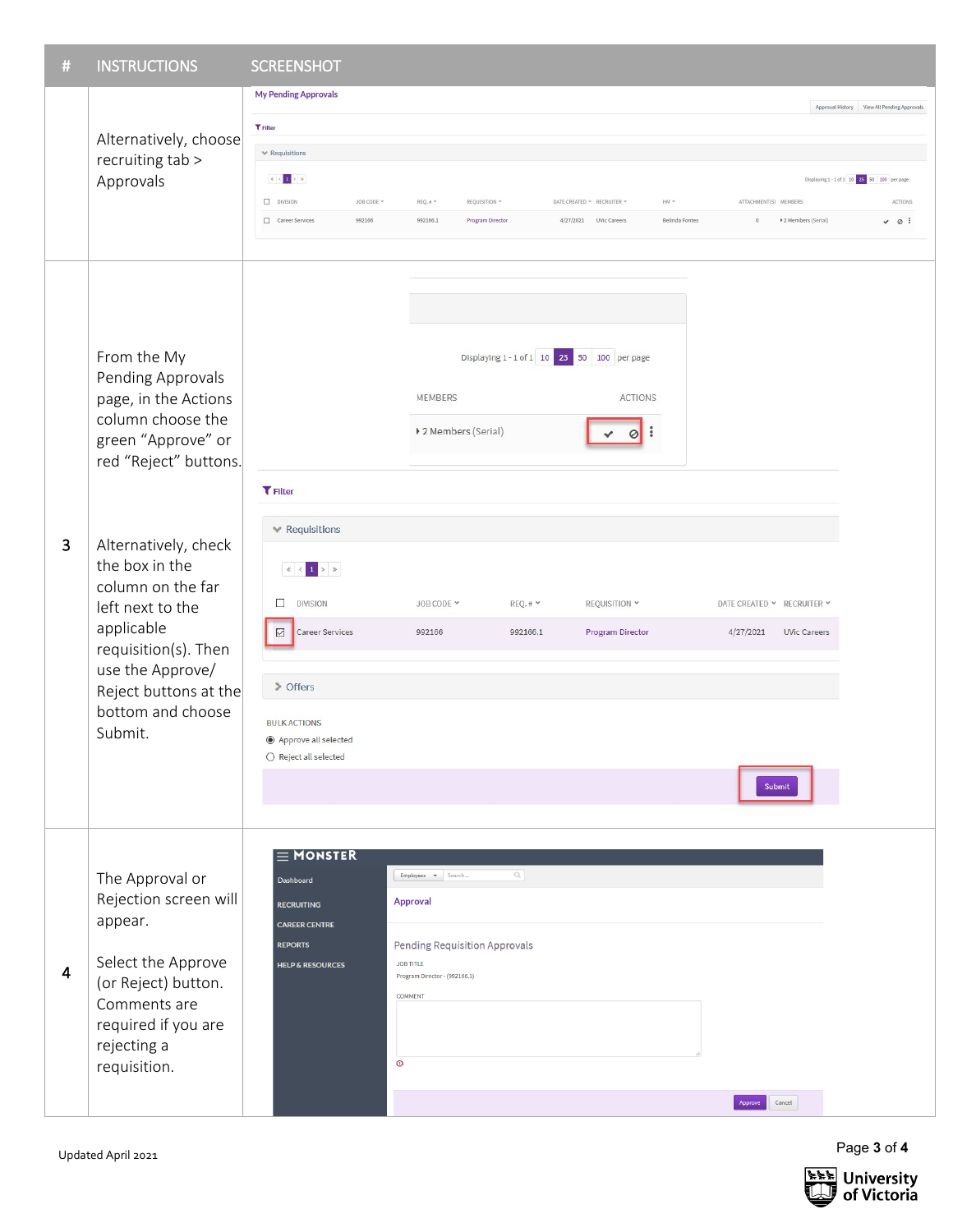| # | INSTRUCTIONS | SCREENSHOT |
| --- | --- | --- |
| | Alternatively, choose recruiting tab > Approvals | |
| 3 | From the My Pending Approvals page, in the Actions column choose the green “Approve” or red “Reject” buttons.<br><br>Alternatively, check the box in the column on the far left next to the applicable requisition(s). Then use the Approve/ Reject buttons at the bottom and choose Submit. | |
| 4 | The Approval or Rejection screen will appear.<br><br>Select the Approve (or Reject) button. Comments are required if you are rejecting a requisition. | |

Updated April 2021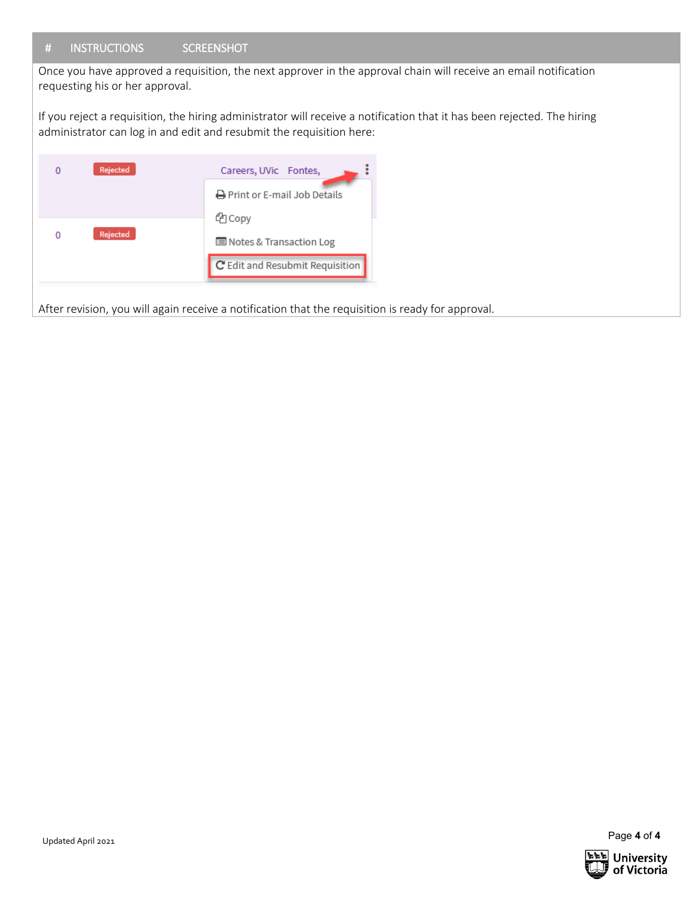| # | INSTRUCTIONS | SCREENSHOT |
|---|---|---|

Once you have approved a requisition, the next approver in the approval chain will receive an email notification requesting his or her approval.

If you reject a requisition, the hiring administrator will receive a notification that it has been rejected. The hiring administrator can log in and edit and resubmit the requisition here:

0 Rejected Careers, UVic Fontes,

Print or E-mail Job Details

Copy

Notes & Transaction Log

Edit and Resubmit Requisition

0 Rejected

After revision, you will again receive a notification that the requisition is ready for approval.

Updated April 2021